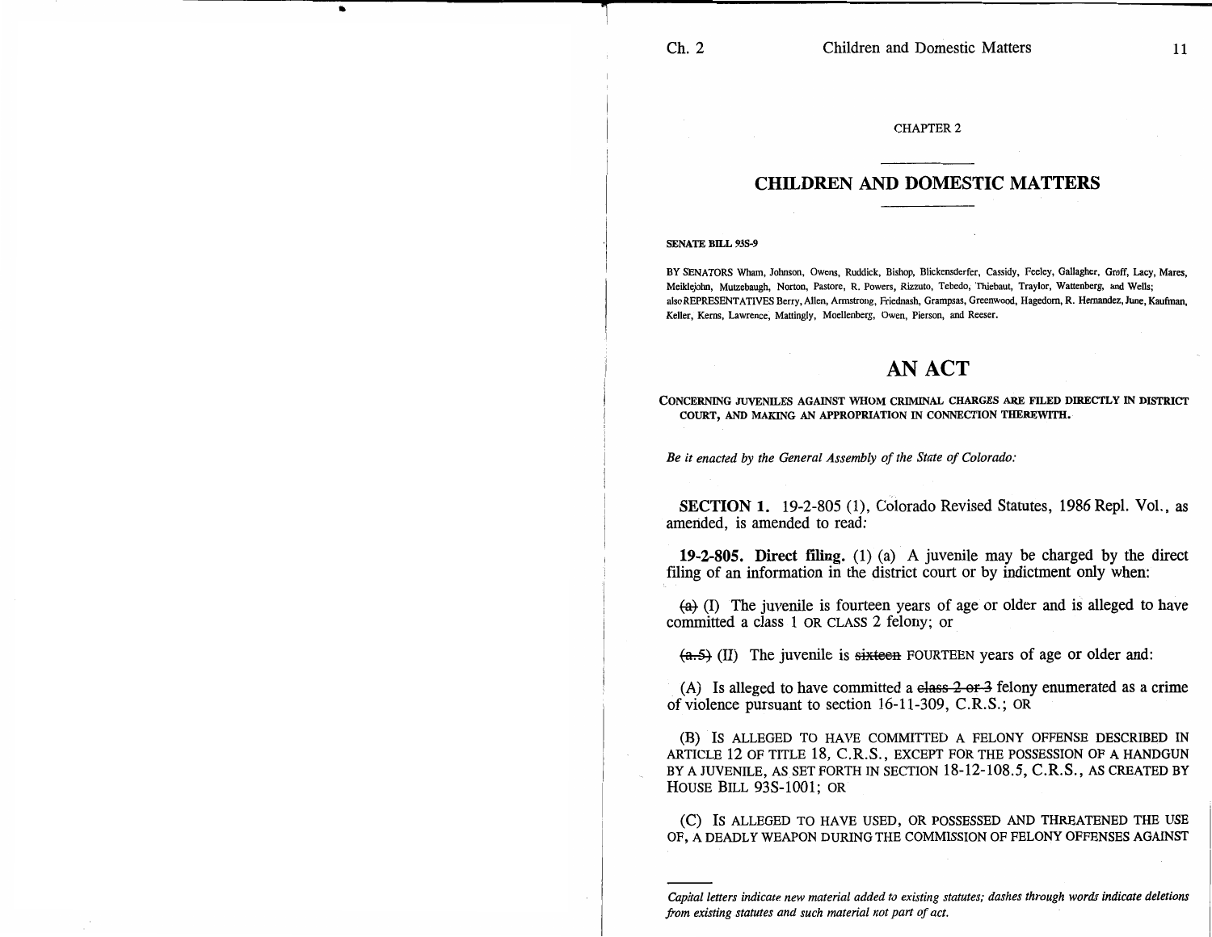CHAPTER 2

## CHILDREN AND DOMESTIC MATTERS

**SENATE BILL 93S-9**

BY SENATORS Wham, Johnson, Owens, Ruddick, Bishop, Blickensderfer, Cassidy, Feeley, Gallagher, Groff, Lacy, Mares, Meiklejohn, Mutzebaugh, Norton, Pastore, R. Powers, Rizzuto, Tebedo, Thiebaut, Traylor, Wattenberg, and Wells; also REPRESENTATIVES Berry, Allen, Armstrong, Friednash, Grampsas, Greenwood, Hagedorn, R. Hernandez, June, Kaufman, Keller, Kerns, Lawrence, Mattingly, Moellenberg, Owen, Pierson, and Reeser.

# AN ACT

CONCERNING JUVENILES AGAINST WHOM CRIMINAL CHARGES ARE FILED DIRECTLY IN DISTRICT COURT, AND MAKING AN APPROPRIATION IN CONNECTION THEREWITH.

*Be it enacted by the General Assembly of the State of Colorado:*

**SECTION 1.** 19-2-805 (1), Colorado Revised Statutes, 1986 Repl. Vol., as amended, is amended to read:

**19-2-805. Direct filing.** (1) (a) A juvenile may be charged by the direct filing of an information in the district court or by indictment only when:

~~(a)~~ (I) The juvenile is fourteen years of age or older and is alleged to have committed a class 1 OR CLASS 2 felony; or

~~(a.5)~~ (II) The juvenile is ~~sixteen~~ FOURTEEN years of age or older and:

(A) Is alleged to have committed a ~~class 2 or 3~~ felony enumerated as a crime of violence pursuant to section 16-11-309, C.R.S.; OR

(B) IS ALLEGED TO HAVE COMMITTED A FELONY OFFENSE DESCRIBED IN ARTICLE 12 OF TITLE 18, C.R.S., EXCEPT FOR THE POSSESSION OF A HANDGUN BY A JUVENILE, AS SET FORTH IN SECTION 18-12-108.5, C.R.S., AS CREATED BY HOUSE BILL 93S-1001; OR

(C) IS ALLEGED TO HAVE USED, OR POSSESSED AND THREATENED THE USE OF, A DEADLY WEAPON DURING THE COMMISSION OF FELONY OFFENSES AGAINST

---

*Capital letters indicate new material added to existing statutes; dashes through words indicate deletions from existing statutes and such material not part of act.*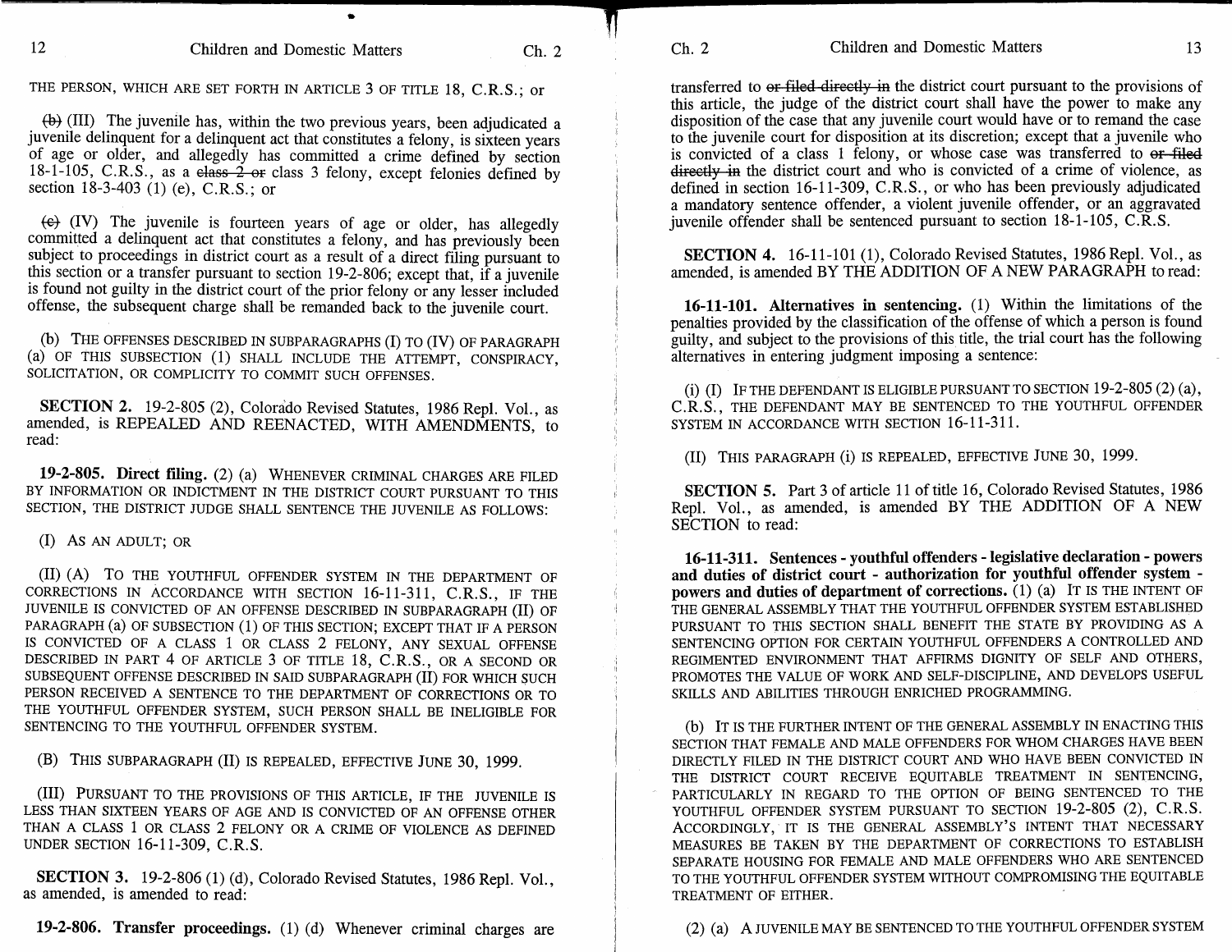THE PERSON, WHICH ARE SET FORTH IN ARTICLE 3 OF TITLE 18, C.R.S.; or

~~(b)~~ (III) The juvenile has, within the two previous years, been adjudicated a juvenile delinquent for a delinquent act that constitutes a felony, is sixteen years of age or older, and allegedly has committed a crime defined by section 18-1-105, C.R.S., as a ~~class 2 or~~ class 3 felony, except felonies defined by section 18-3-403 (1) (e), C.R.S.; or

~~(c)~~ (IV) The juvenile is fourteen years of age or older, has allegedly committed a delinquent act that constitutes a felony, and has previously been subject to proceedings in district court as a result of a direct filing pursuant to this section or a transfer pursuant to section 19-2-806; except that, if a juvenile is found not guilty in the district court of the prior felony or any lesser included offense, the subsequent charge shall be remanded back to the juvenile court.

(b) THE OFFENSES DESCRIBED IN SUBPARAGRAPHS (I) TO (IV) OF PARAGRAPH (a) OF THIS SUBSECTION (1) SHALL INCLUDE THE ATTEMPT, CONSPIRACY, SOLICITATION, OR COMPLICITY TO COMMIT SUCH OFFENSES.

**SECTION 2.** 19-2-805 (2), Colorado Revised Statutes, 1986 Repl. Vol., as amended, is REPEALED AND REENACTED, WITH AMENDMENTS, to read:

**19-2-805. Direct filing.** (2) (a) WHENEVER CRIMINAL CHARGES ARE FILED BY INFORMATION OR INDICTMENT IN THE DISTRICT COURT PURSUANT TO THIS SECTION, THE DISTRICT JUDGE SHALL SENTENCE THE JUVENILE AS FOLLOWS:

(I) AS AN ADULT; OR

(II) (A) TO THE YOUTHFUL OFFENDER SYSTEM IN THE DEPARTMENT OF CORRECTIONS IN ACCORDANCE WITH SECTION 16-11-311, C.R.S., IF THE JUVENILE IS CONVICTED OF AN OFFENSE DESCRIBED IN SUBPARAGRAPH (II) OF PARAGRAPH (a) OF SUBSECTION (1) OF THIS SECTION; EXCEPT THAT IF A PERSON IS CONVICTED OF A CLASS 1 OR CLASS 2 FELONY, ANY SEXUAL OFFENSE DESCRIBED IN PART 4 OF ARTICLE 3 OF TITLE 18, C.R.S., OR A SECOND OR SUBSEQUENT OFFENSE DESCRIBED IN SAID SUBPARAGRAPH (II) FOR WHICH SUCH PERSON RECEIVED A SENTENCE TO THE DEPARTMENT OF CORRECTIONS OR TO THE YOUTHFUL OFFENDER SYSTEM, SUCH PERSON SHALL BE INELIGIBLE FOR SENTENCING TO THE YOUTHFUL OFFENDER SYSTEM.

(B) THIS SUBPARAGRAPH (II) IS REPEALED, EFFECTIVE JUNE 30, 1999.

(III) PURSUANT TO THE PROVISIONS OF THIS ARTICLE, IF THE JUVENILE IS LESS THAN SIXTEEN YEARS OF AGE AND IS CONVICTED OF AN OFFENSE OTHER THAN A CLASS 1 OR CLASS 2 FELONY OR A CRIME OF VIOLENCE AS DEFINED UNDER SECTION 16-11-309, C.R.S.

**SECTION 3.** 19-2-806 (1) (d), Colorado Revised Statutes, 1986 Repl. Vol., as amended, is amended to read:

**19-2-806. Transfer proceedings.** (1) (d) Whenever criminal charges are transferred to ~~or filed directly in~~ the district court pursuant to the provisions of this article, the judge of the district court shall have the power to make any disposition of the case that any juvenile court would have or to remand the case to the juvenile court for disposition at its discretion; except that a juvenile who is convicted of a class 1 felony, or whose case was transferred to ~~or filed directly in~~ the district court and who is convicted of a crime of violence, as defined in section 16-11-309, C.R.S., or who has been previously adjudicated a mandatory sentence offender, a violent juvenile offender, or an aggravated juvenile offender shall be sentenced pursuant to section 18-1-105, C.R.S.

**SECTION 4.** 16-11-101 (1), Colorado Revised Statutes, 1986 Repl. Vol., as amended, is amended BY THE ADDITION OF A NEW PARAGRAPH to read:

**16-11-101. Alternatives in sentencing.** (1) Within the limitations of the penalties provided by the classification of the offense of which a person is found guilty, and subject to the provisions of this title, the trial court has the following alternatives in entering judgment imposing a sentence:

(i) (I) IF THE DEFENDANT IS ELIGIBLE PURSUANT TO SECTION 19-2-805 (2) (a), C.R.S., THE DEFENDANT MAY BE SENTENCED TO THE YOUTHFUL OFFENDER SYSTEM IN ACCORDANCE WITH SECTION 16-11-311.

(II) THIS PARAGRAPH (i) IS REPEALED, EFFECTIVE JUNE 30, 1999.

**SECTION 5.** Part 3 of article 11 of title 16, Colorado Revised Statutes, 1986 Repl. Vol., as amended, is amended BY THE ADDITION OF A NEW SECTION to read:

**16-11-311. Sentences - youthful offenders - legislative declaration - powers and duties of district court - authorization for youthful offender system - powers and duties of department of corrections.** (1) (a) IT IS THE INTENT OF THE GENERAL ASSEMBLY THAT THE YOUTHFUL OFFENDER SYSTEM ESTABLISHED PURSUANT TO THIS SECTION SHALL BENEFIT THE STATE BY PROVIDING AS A SENTENCING OPTION FOR CERTAIN YOUTHFUL OFFENDERS A CONTROLLED AND REGIMENTED ENVIRONMENT THAT AFFIRMS DIGNITY OF SELF AND OTHERS, PROMOTES THE VALUE OF WORK AND SELF-DISCIPLINE, AND DEVELOPS USEFUL SKILLS AND ABILITIES THROUGH ENRICHED PROGRAMMING.

(b) IT IS THE FURTHER INTENT OF THE GENERAL ASSEMBLY IN ENACTING THIS SECTION THAT FEMALE AND MALE OFFENDERS FOR WHOM CHARGES HAVE BEEN DIRECTLY FILED IN THE DISTRICT COURT AND WHO HAVE BEEN CONVICTED IN THE DISTRICT COURT RECEIVE EQUITABLE TREATMENT IN SENTENCING, PARTICULARLY IN REGARD TO THE OPTION OF BEING SENTENCED TO THE YOUTHFUL OFFENDER SYSTEM PURSUANT TO SECTION 19-2-805 (2), C.R.S. ACCORDINGLY, IT IS THE GENERAL ASSEMBLY'S INTENT THAT NECESSARY MEASURES BE TAKEN BY THE DEPARTMENT OF CORRECTIONS TO ESTABLISH SEPARATE HOUSING FOR FEMALE AND MALE OFFENDERS WHO ARE SENTENCED TO THE YOUTHFUL OFFENDER SYSTEM WITHOUT COMPROMISING THE EQUITABLE TREATMENT OF EITHER.

(2) (a) A JUVENILE MAY BE SENTENCED TO THE YOUTHFUL OFFENDER SYSTEM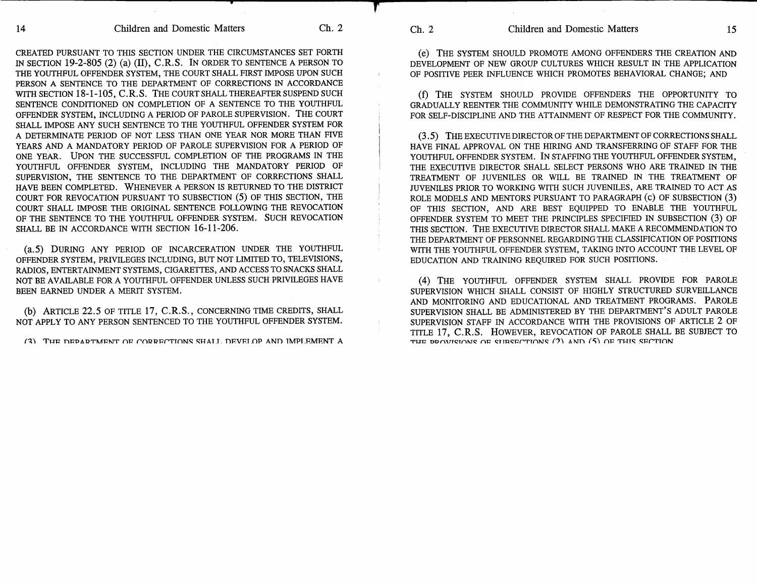CREATED PURSUANT TO THIS SECTION UNDER THE CIRCUMSTANCES SET FORTH IN SECTION 19-2-805 (2) (a) (II), C.R.S. IN ORDER TO SENTENCE A PERSON TO THE YOUTHFUL OFFENDER SYSTEM, THE COURT SHALL FIRST IMPOSE UPON SUCH PERSON A SENTENCE TO THE DEPARTMENT OF CORRECTIONS IN ACCORDANCE WITH SECTION 18-1-105, C.R.S. THE COURT SHALL THEREAFTER SUSPEND SUCH SENTENCE CONDITIONED ON COMPLETION OF A SENTENCE TO THE YOUTHFUL OFFENDER SYSTEM, INCLUDING A PERIOD OF PAROLE SUPERVISION. THE COURT SHALL IMPOSE ANY SUCH SENTENCE TO THE YOUTHFUL OFFENDER SYSTEM FOR A DETERMINATE PERIOD OF NOT LESS THAN ONE YEAR NOR MORE THAN FIVE YEARS AND A MANDATORY PERIOD OF PAROLE SUPERVISION FOR A PERIOD OF ONE YEAR. UPON THE SUCCESSFUL COMPLETION OF THE PROGRAMS IN THE YOUTHFUL OFFENDER SYSTEM, INCLUDING THE MANDATORY PERIOD OF SUPERVISION, THE SENTENCE TO THE DEPARTMENT OF CORRECTIONS SHALL HAVE BEEN COMPLETED. WHENEVER A PERSON IS RETURNED TO THE DISTRICT COURT FOR REVOCATION PURSUANT TO SUBSECTION (5) OF THIS SECTION, THE COURT SHALL IMPOSE THE ORIGINAL SENTENCE FOLLOWING THE REVOCATION OF THE SENTENCE TO THE YOUTHFUL OFFENDER SYSTEM. SUCH REVOCATION SHALL BE IN ACCORDANCE WITH SECTION 16-11-206.

(a.5) DURING ANY PERIOD OF INCARCERATION UNDER THE YOUTHFUL OFFENDER SYSTEM, PRIVILEGES INCLUDING, BUT NOT LIMITED TO, TELEVISIONS, RADIOS, ENTERTAINMENT SYSTEMS, CIGARETTES, AND ACCESS TO SNACKS SHALL NOT BE AVAILABLE FOR A YOUTHFUL OFFENDER UNLESS SUCH PRIVILEGES HAVE BEEN EARNED UNDER A MERIT SYSTEM.

(b) ARTICLE 22.5 OF TITLE 17, C.R.S., CONCERNING TIME CREDITS, SHALL NOT APPLY TO ANY PERSON SENTENCED TO THE YOUTHFUL OFFENDER SYSTEM.

(3) THE DEPARTMENT OF CORRECTIONS SHALL DEVELOP AND IMPLEMENT A

(e) THE SYSTEM SHOULD PROMOTE AMONG OFFENDERS THE CREATION AND DEVELOPMENT OF NEW GROUP CULTURES WHICH RESULT IN THE APPLICATION OF POSITIVE PEER INFLUENCE WHICH PROMOTES BEHAVIORAL CHANGE; AND

(f) THE SYSTEM SHOULD PROVIDE OFFENDERS THE OPPORTUNITY TO GRADUALLY REENTER THE COMMUNITY WHILE DEMONSTRATING THE CAPACITY FOR SELF-DISCIPLINE AND THE ATTAINMENT OF RESPECT FOR THE COMMUNITY.

(3.5) THE EXECUTIVE DIRECTOR OF THE DEPARTMENT OF CORRECTIONS SHALL HAVE FINAL APPROVAL ON THE HIRING AND TRANSFERRING OF STAFF FOR THE YOUTHFUL OFFENDER SYSTEM. IN STAFFING THE YOUTHFUL OFFENDER SYSTEM, THE EXECUTIVE DIRECTOR SHALL SELECT PERSONS WHO ARE TRAINED IN THE TREATMENT OF JUVENILES OR WILL BE TRAINED IN THE TREATMENT OF JUVENILES PRIOR TO WORKING WITH SUCH JUVENILES, ARE TRAINED TO ACT AS ROLE MODELS AND MENTORS PURSUANT TO PARAGRAPH (c) OF SUBSECTION (3) OF THIS SECTION, AND ARE BEST EQUIPPED TO ENABLE THE YOUTHFUL OFFENDER SYSTEM TO MEET THE PRINCIPLES SPECIFIED IN SUBSECTION (3) OF THIS SECTION. THE EXECUTIVE DIRECTOR SHALL MAKE A RECOMMENDATION TO THE DEPARTMENT OF PERSONNEL REGARDING THE CLASSIFICATION OF POSITIONS WITH THE YOUTHFUL OFFENDER SYSTEM, TAKING INTO ACCOUNT THE LEVEL OF EDUCATION AND TRAINING REQUIRED FOR SUCH POSITIONS.

(4) THE YOUTHFUL OFFENDER SYSTEM SHALL PROVIDE FOR PAROLE SUPERVISION WHICH SHALL CONSIST OF HIGHLY STRUCTURED SURVEILLANCE AND MONITORING AND EDUCATIONAL AND TREATMENT PROGRAMS. PAROLE SUPERVISION SHALL BE ADMINISTERED BY THE DEPARTMENT'S ADULT PAROLE SUPERVISION STAFF IN ACCORDANCE WITH THE PROVISIONS OF ARTICLE 2 OF TITLE 17, C.R.S. HOWEVER, REVOCATION OF PAROLE SHALL BE SUBJECT TO THE PROVISIONS OF SUBSECTIONS (2) AND (5) OF THIS SECTION.